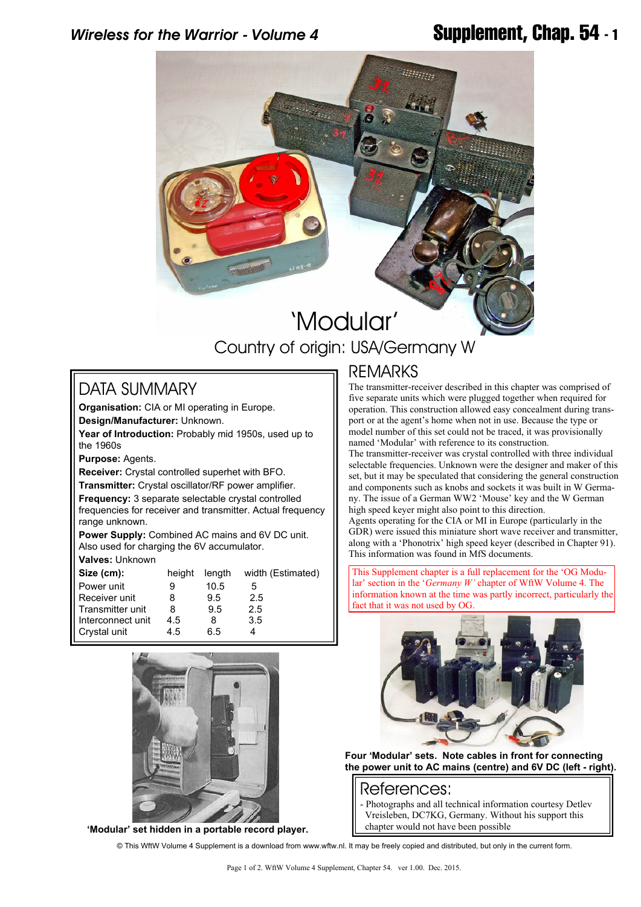# 'Modular'

## Country of origin: USA/Germany W

## DATA SUMMARY

**Organisation:** CIA or MI operating in Europe.
**Design/Manufacturer:** Unknown.
**Year of Introduction:** Probably mid 1950s, used up to the 1960s
**Purpose:** Agents.
**Receiver:** Crystal controlled superhet with BFO.
**Transmitter:** Crystal oscillator/RF power amplifier.
**Frequency:** 3 separate selectable crystal controlled frequencies for receiver and transmitter. Actual frequency range unknown.
**Power Supply:** Combined AC mains and 6V DC unit. Also used for charging the 6V accumulator.
**Valves:** Unknown

| **Size (cm):** | height | length | width (Estimated) |
|---|---|---|---|
| Power unit | 9 | 10.5 | 5 |
| Receiver unit | 8 | 9.5 | 2.5 |
| Transmitter unit | 8 | 9.5 | 2.5 |
| Interconnect unit | 4.5 | 8 | 3.5 |
| Crystal unit | 4.5 | 6.5 | 4 |

'Modular' set hidden in a portable record player.

## REMARKS

The transmitter-receiver described in this chapter was comprised of five separate units which were plugged together when required for operation. This construction allowed easy concealment during transport or at the agent's home when not in use. Because the type or model number of this set could not be traced, it was provisionally named 'Modular' with reference to its construction.
The transmitter-receiver was crystal controlled with three individual selectable frequencies. Unknown were the designer and maker of this set, but it may be speculated that considering the general construction and components such as knobs and sockets it was built in W Germany. The issue of a German WW2 'Mouse' key and the W German high speed keyer might also point to this direction.
Agents operating for the CIA or MI in Europe (particularly in the GDR) were issued this miniature short wave receiver and transmitter, along with a 'Phonotrix' high speed keyer (described in Chapter 91). This information was found in MfS documents.

This Supplement chapter is a full replacement for the 'OG Modular' section in the '*Germany W'* chapter of WftW Volume 4. The information known at the time was partly incorrect, particularly the fact that it was not used by OG.

**Four 'Modular' sets. Note cables in front for connecting the power unit to AC mains (centre) and 6V DC (left - right).**

## References:

- Photographs and all technical information courtesy Detlev Vreisleben, DC7KG, Germany. Without his support this chapter would not have been possible

© This WftW Volume 4 Supplement is a download from www.wftw.nl. It may be freely copied and distributed, but only in the current form.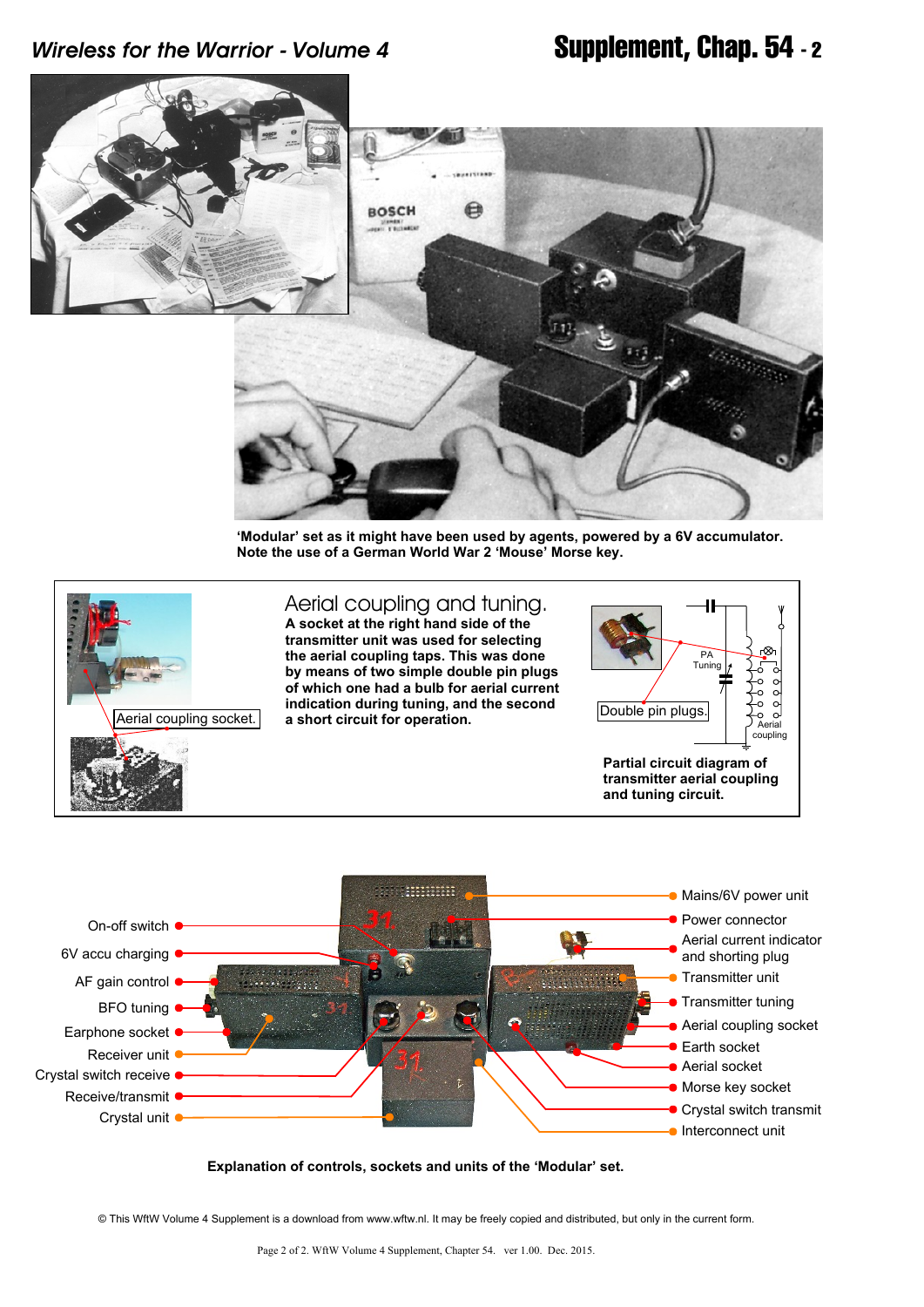'Modular' set as it might have been used by agents, powered by a 6V accumulator. Note the use of a German World War 2 'Mouse' Morse key.

## Aerial coupling and tuning.

**A socket at the right hand side of the transmitter unit was used for selecting the aerial coupling taps. This was done by means of two simple double pin plugs of which one had a bulb for aerial current indication during tuning, and the second a short circuit for operation.**

Aerial coupling socket.

Double pin plugs.

PA Tuning

Aerial coupling

**Partial circuit diagram of transmitter aerial coupling and tuning circuit.**

On-off switch
6V accu charging
AF gain control
BFO tuning
Earphone socket
Receiver unit
Crystal switch receive
Receive/transmit
Crystal unit

Mains/6V power unit
Power connector
Aerial current indicator and shorting plug
Transmitter unit
Transmitter tuning
Aerial coupling socket
Earth socket
Aerial socket
Morse key socket
Crystal switch transmit
Interconnect unit

**Explanation of controls, sockets and units of the 'Modular' set.**

© This WftW Volume 4 Supplement is a download from www.wftw.nl. It may be freely copied and distributed, but only in the current form.